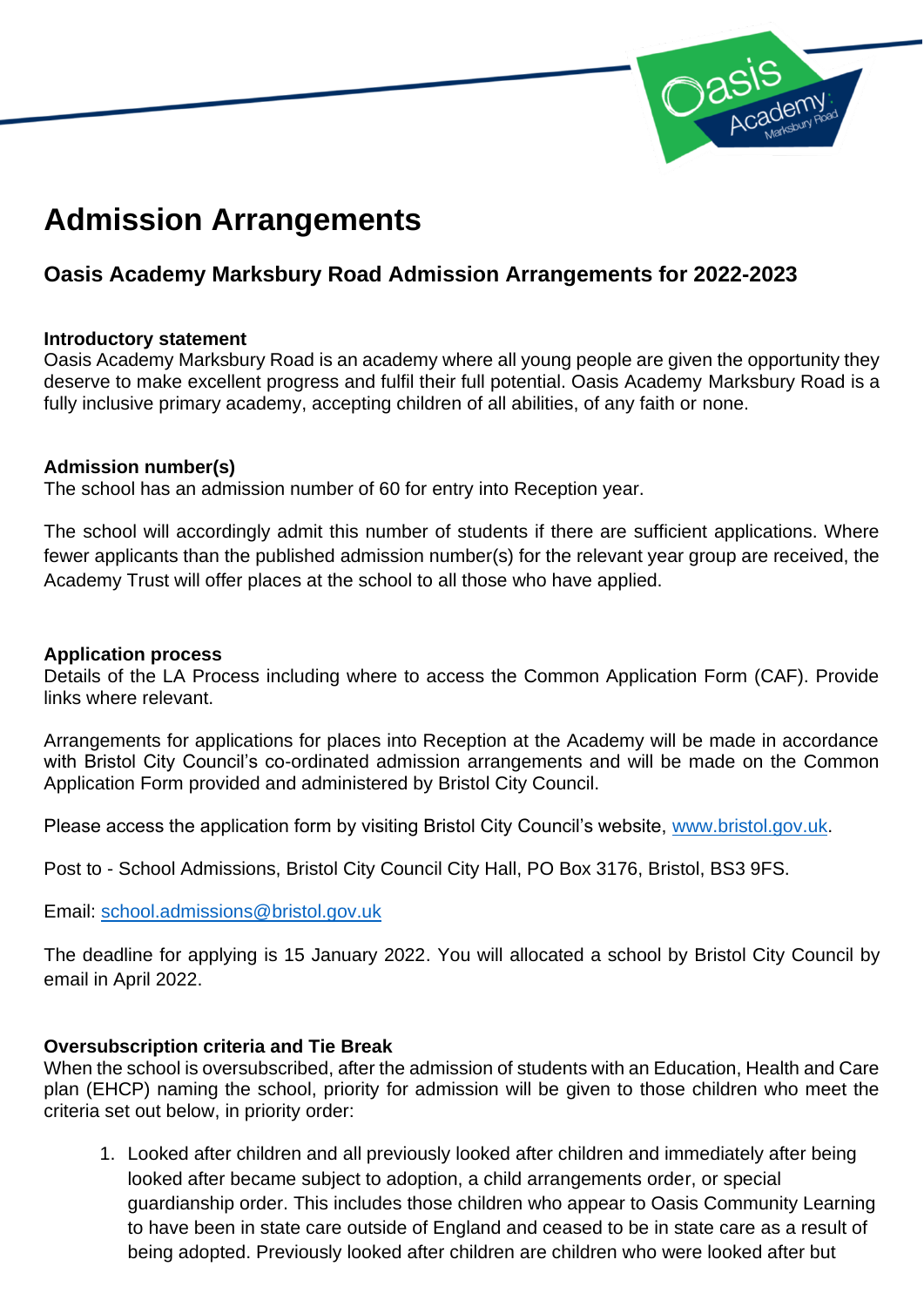# Admission Arrangements

## Oasis Academy Marksbury Road Admission Arrangements for 2022-2023

**Introductory statement**
Oasis Academy Marksbury Road is an academy where all young people are given the opportunity they deserve to make excellent progress and fulfil their full potential. Oasis Academy Marksbury Road is a fully inclusive primary academy, accepting children of all abilities, of any faith or none.

**Admission number(s)**
The school has an admission number of 60 for entry into Reception year.

The school will accordingly admit this number of students if there are sufficient applications. Where fewer applicants than the published admission number(s) for the relevant year group are received, the Academy Trust will offer places at the school to all those who have applied.

**Application process**
Details of the LA Process including where to access the Common Application Form (CAF). Provide links where relevant.

Arrangements for applications for places into Reception at the Academy will be made in accordance with Bristol City Council's co-ordinated admission arrangements and will be made on the Common Application Form provided and administered by Bristol City Council.

Please access the application form by visiting Bristol City Council's website, [www.bristol.gov.uk](www.bristol.gov.uk).

Post to - School Admissions, Bristol City Council City Hall, PO Box 3176, Bristol, BS3 9FS.

Email: [school.admissions@bristol.gov.uk](mailto:school.admissions@bristol.gov.uk)

The deadline for applying is 15 January 2022. You will allocated a school by Bristol City Council by email in April 2022.

**Oversubscription criteria and Tie Break**
When the school is oversubscribed, after the admission of students with an Education, Health and Care plan (EHCP) naming the school, priority for admission will be given to those children who meet the criteria set out below, in priority order:

1. Looked after children and all previously looked after children and immediately after being looked after became subject to adoption, a child arrangements order, or special guardianship order. This includes those children who appear to Oasis Community Learning to have been in state care outside of England and ceased to be in state care as a result of being adopted. Previously looked after children are children who were looked after but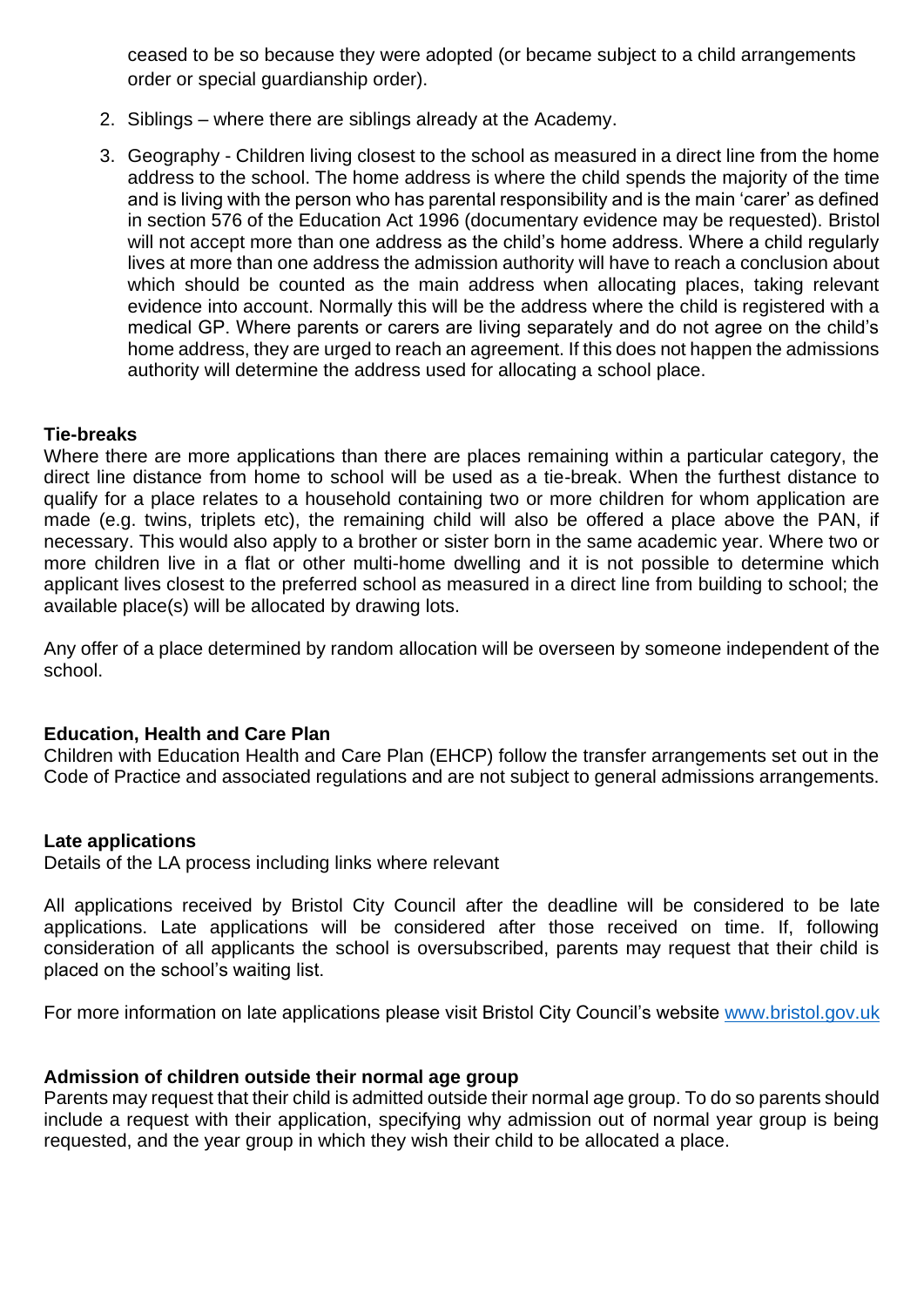ceased to be so because they were adopted (or became subject to a child arrangements order or special guardianship order).

2. Siblings – where there are siblings already at the Academy.
3. Geography - Children living closest to the school as measured in a direct line from the home address to the school. The home address is where the child spends the majority of the time and is living with the person who has parental responsibility and is the main 'carer' as defined in section 576 of the Education Act 1996 (documentary evidence may be requested). Bristol will not accept more than one address as the child's home address. Where a child regularly lives at more than one address the admission authority will have to reach a conclusion about which should be counted as the main address when allocating places, taking relevant evidence into account. Normally this will be the address where the child is registered with a medical GP. Where parents or carers are living separately and do not agree on the child's home address, they are urged to reach an agreement. If this does not happen the admissions authority will determine the address used for allocating a school place.

**Tie-breaks**

Where there are more applications than there are places remaining within a particular category, the direct line distance from home to school will be used as a tie-break. When the furthest distance to qualify for a place relates to a household containing two or more children for whom application are made (e.g. twins, triplets etc), the remaining child will also be offered a place above the PAN, if necessary. This would also apply to a brother or sister born in the same academic year. Where two or more children live in a flat or other multi-home dwelling and it is not possible to determine which applicant lives closest to the preferred school as measured in a direct line from building to school; the available place(s) will be allocated by drawing lots.

Any offer of a place determined by random allocation will be overseen by someone independent of the school.

**Education, Health and Care Plan**

Children with Education Health and Care Plan (EHCP) follow the transfer arrangements set out in the Code of Practice and associated regulations and are not subject to general admissions arrangements.

**Late applications**

Details of the LA process including links where relevant

All applications received by Bristol City Council after the deadline will be considered to be late applications. Late applications will be considered after those received on time. If, following consideration of all applicants the school is oversubscribed, parents may request that their child is placed on the school's waiting list.

For more information on late applications please visit Bristol City Council's website [www.bristol.gov.uk](www.bristol.gov.uk)

**Admission of children outside their normal age group**

Parents may request that their child is admitted outside their normal age group. To do so parents should include a request with their application, specifying why admission out of normal year group is being requested, and the year group in which they wish their child to be allocated a place.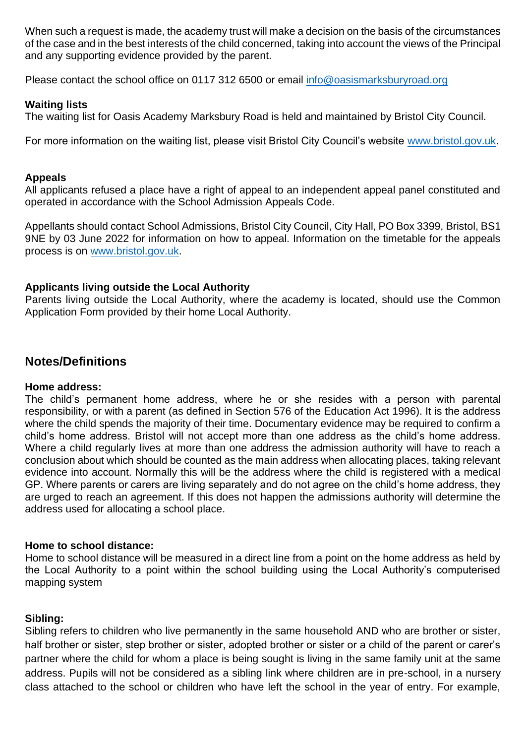When such a request is made, the academy trust will make a decision on the basis of the circumstances of the case and in the best interests of the child concerned, taking into account the views of the Principal and any supporting evidence provided by the parent.

Please contact the school office on 0117 312 6500 or email info@oasismarksburyroad.org

**Waiting lists**

The waiting list for Oasis Academy Marksbury Road is held and maintained by Bristol City Council.

For more information on the waiting list, please visit Bristol City Council's website www.bristol.gov.uk.

**Appeals**

All applicants refused a place have a right of appeal to an independent appeal panel constituted and operated in accordance with the School Admission Appeals Code.

Appellants should contact School Admissions, Bristol City Council, City Hall, PO Box 3399, Bristol, BS1 9NE by 03 June 2022 for information on how to appeal. Information on the timetable for the appeals process is on www.bristol.gov.uk.

**Applicants living outside the Local Authority**

Parents living outside the Local Authority, where the academy is located, should use the Common Application Form provided by their home Local Authority.

## Notes/Definitions

**Home address:**

The child's permanent home address, where he or she resides with a person with parental responsibility, or with a parent (as defined in Section 576 of the Education Act 1996). It is the address where the child spends the majority of their time. Documentary evidence may be required to confirm a child's home address. Bristol will not accept more than one address as the child's home address. Where a child regularly lives at more than one address the admission authority will have to reach a conclusion about which should be counted as the main address when allocating places, taking relevant evidence into account. Normally this will be the address where the child is registered with a medical GP. Where parents or carers are living separately and do not agree on the child's home address, they are urged to reach an agreement. If this does not happen the admissions authority will determine the address used for allocating a school place.

**Home to school distance:**

Home to school distance will be measured in a direct line from a point on the home address as held by the Local Authority to a point within the school building using the Local Authority's computerised mapping system

**Sibling:**

Sibling refers to children who live permanently in the same household AND who are brother or sister, half brother or sister, step brother or sister, adopted brother or sister or a child of the parent or carer's partner where the child for whom a place is being sought is living in the same family unit at the same address. Pupils will not be considered as a sibling link where children are in pre-school, in a nursery class attached to the school or children who have left the school in the year of entry. For example,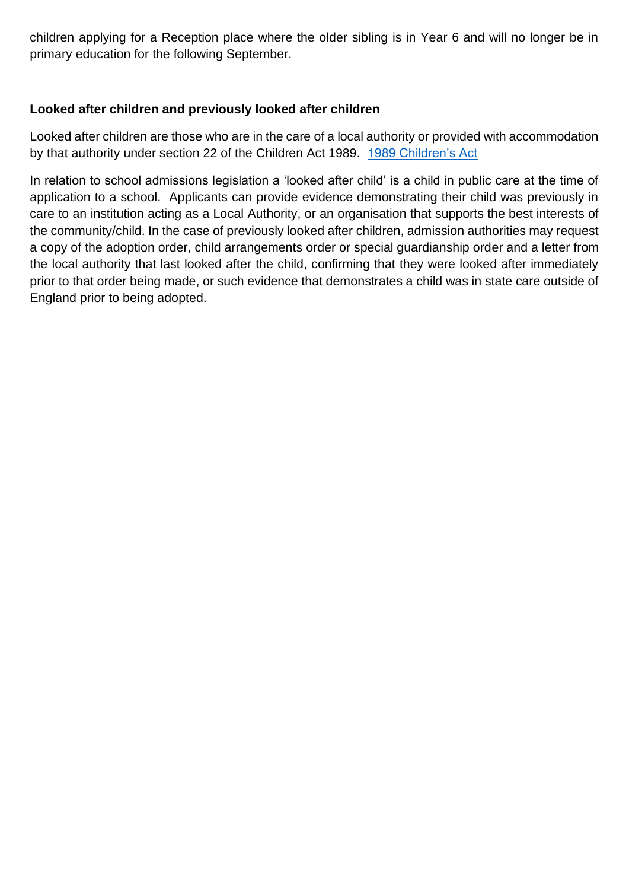children applying for a Reception place where the older sibling is in Year 6 and will no longer be in primary education for the following September.

**Looked after children and previously looked after children**

Looked after children are those who are in the care of a local authority or provided with accommodation by that authority under section 22 of the Children Act 1989. [1989 Children's Act]

In relation to school admissions legislation a 'looked after child' is a child in public care at the time of application to a school. Applicants can provide evidence demonstrating their child was previously in care to an institution acting as a Local Authority, or an organisation that supports the best interests of the community/child. In the case of previously looked after children, admission authorities may request a copy of the adoption order, child arrangements order or special guardianship order and a letter from the local authority that last looked after the child, confirming that they were looked after immediately prior to that order being made, or such evidence that demonstrates a child was in state care outside of England prior to being adopted.